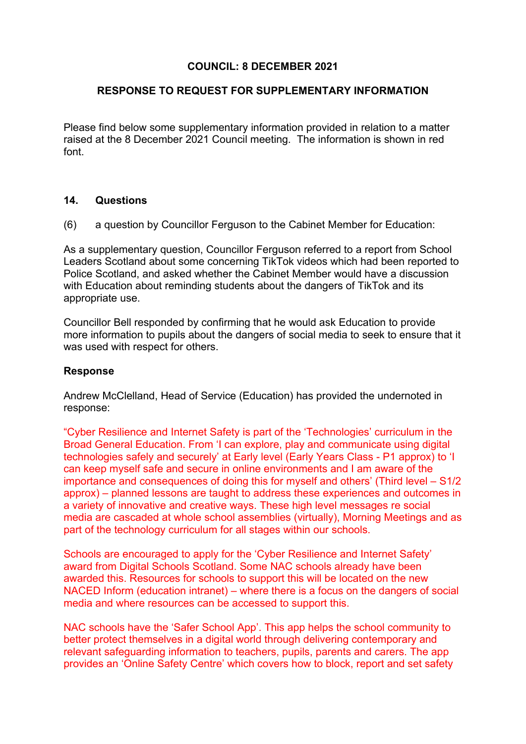**COUNCIL: 8 DECEMBER 2021**

**RESPONSE TO REQUEST FOR SUPPLEMENTARY INFORMATION**

Please find below some supplementary information provided in relation to a matter raised at the 8 December 2021 Council meeting. The information is shown in red font.

**14. Questions**

(6) a question by Councillor Ferguson to the Cabinet Member for Education:

As a supplementary question, Councillor Ferguson referred to a report from School Leaders Scotland about some concerning TikTok videos which had been reported to Police Scotland, and asked whether the Cabinet Member would have a discussion with Education about reminding students about the dangers of TikTok and its appropriate use.

Councillor Bell responded by confirming that he would ask Education to provide more information to pupils about the dangers of social media to seek to ensure that it was used with respect for others.

**Response**

Andrew McClelland, Head of Service (Education) has provided the undernoted in response:

"Cyber Resilience and Internet Safety is part of the 'Technologies' curriculum in the Broad General Education. From 'I can explore, play and communicate using digital technologies safely and securely' at Early level (Early Years Class - P1 approx) to 'I can keep myself safe and secure in online environments and I am aware of the importance and consequences of doing this for myself and others' (Third level – S1/2 approx) – planned lessons are taught to address these experiences and outcomes in a variety of innovative and creative ways. These high level messages re social media are cascaded at whole school assemblies (virtually), Morning Meetings and as part of the technology curriculum for all stages within our schools.

Schools are encouraged to apply for the 'Cyber Resilience and Internet Safety' award from Digital Schools Scotland. Some NAC schools already have been awarded this. Resources for schools to support this will be located on the new NACED Inform (education intranet) – where there is a focus on the dangers of social media and where resources can be accessed to support this.

NAC schools have the 'Safer School App'. This app helps the school community to better protect themselves in a digital world through delivering contemporary and relevant safeguarding information to teachers, pupils, parents and carers. The app provides an 'Online Safety Centre' which covers how to block, report and set safety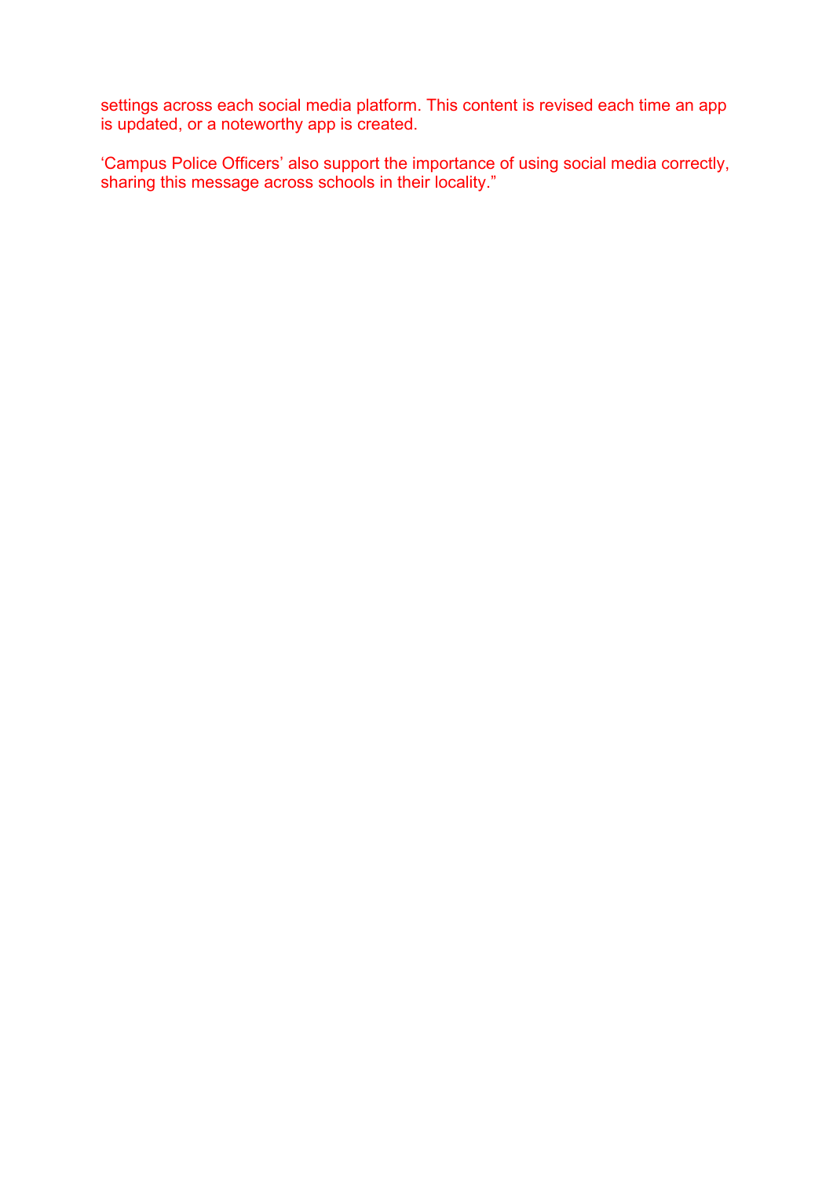settings across each social media platform. This content is revised each time an app is updated, or a noteworthy app is created.

'Campus Police Officers' also support the importance of using social media correctly, sharing this message across schools in their locality."